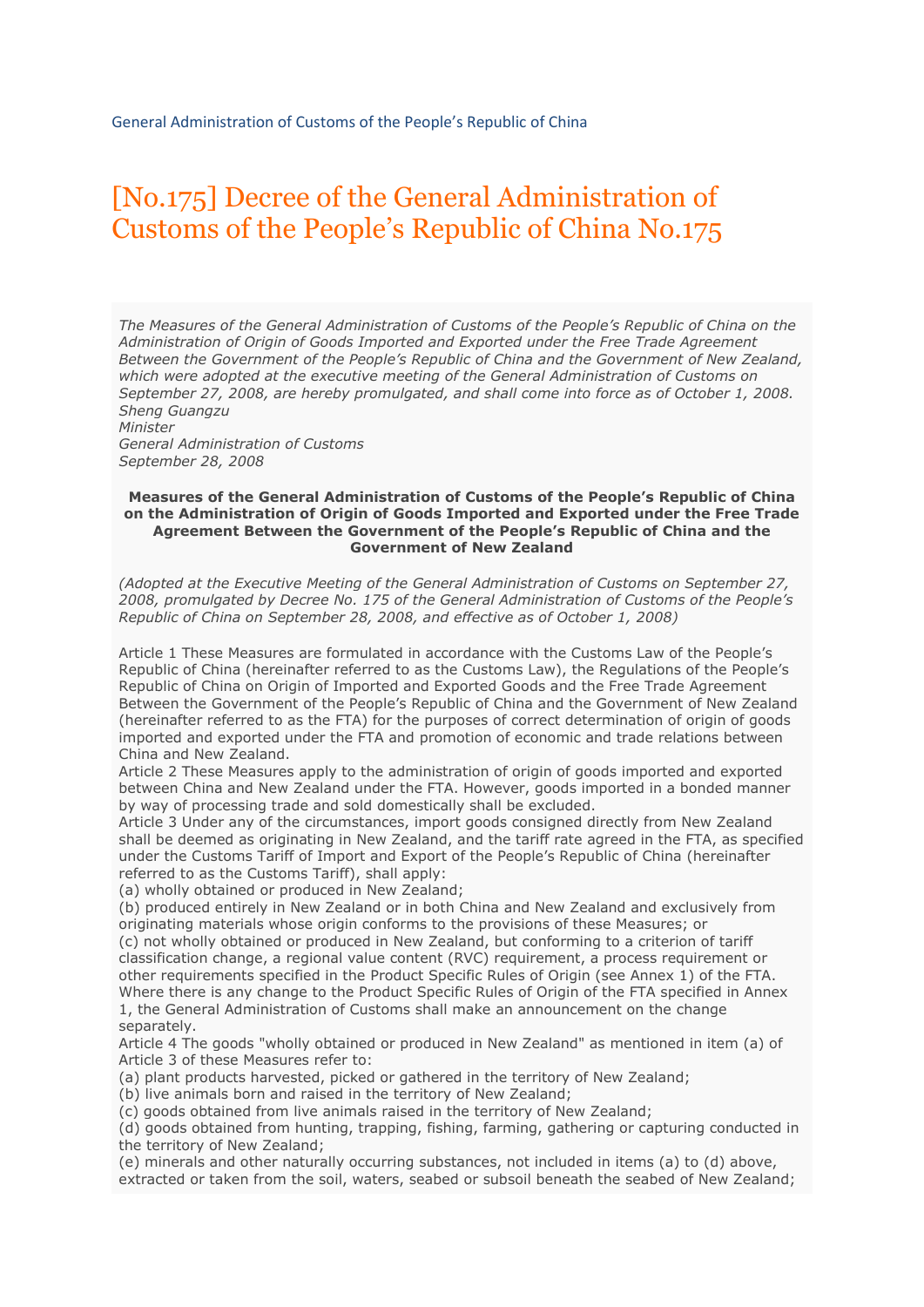General Administration of Customs of the People's Republic of China

# [No.175] Decree of the General Administration of Customs of the People's Republic of China No.175

*The Measures of the General Administration of Customs of the People's Republic of China on the Administration of Origin of Goods Imported and Exported under the Free Trade Agreement Between the Government of the People's Republic of China and the Government of New Zealand, which were adopted at the executive meeting of the General Administration of Customs on September 27, 2008, are hereby promulgated, and shall come into force as of October 1, 2008.*
*Sheng Guangzu*
*Minister*
*General Administration of Customs*
*September 28, 2008*

**Measures of the General Administration of Customs of the People's Republic of China on the Administration of Origin of Goods Imported and Exported under the Free Trade Agreement Between the Government of the People's Republic of China and the Government of New Zealand**

*(Adopted at the Executive Meeting of the General Administration of Customs on September 27, 2008, promulgated by Decree No. 175 of the General Administration of Customs of the People's Republic of China on September 28, 2008, and effective as of October 1, 2008)*

Article 1 These Measures are formulated in accordance with the Customs Law of the People's Republic of China (hereinafter referred to as the Customs Law), the Regulations of the People's Republic of China on Origin of Imported and Exported Goods and the Free Trade Agreement Between the Government of the People's Republic of China and the Government of New Zealand (hereinafter referred to as the FTA) for the purposes of correct determination of origin of goods imported and exported under the FTA and promotion of economic and trade relations between China and New Zealand.

Article 2 These Measures apply to the administration of origin of goods imported and exported between China and New Zealand under the FTA. However, goods imported in a bonded manner by way of processing trade and sold domestically shall be excluded.

Article 3 Under any of the circumstances, import goods consigned directly from New Zealand shall be deemed as originating in New Zealand, and the tariff rate agreed in the FTA, as specified under the Customs Tariff of Import and Export of the People's Republic of China (hereinafter referred to as the Customs Tariff), shall apply:

(a) wholly obtained or produced in New Zealand;

(b) produced entirely in New Zealand or in both China and New Zealand and exclusively from originating materials whose origin conforms to the provisions of these Measures; or

(c) not wholly obtained or produced in New Zealand, but conforming to a criterion of tariff classification change, a regional value content (RVC) requirement, a process requirement or other requirements specified in the Product Specific Rules of Origin (see Annex 1) of the FTA.

Where there is any change to the Product Specific Rules of Origin of the FTA specified in Annex 1, the General Administration of Customs shall make an announcement on the change separately.

Article 4 The goods "wholly obtained or produced in New Zealand" as mentioned in item (a) of Article 3 of these Measures refer to:

(a) plant products harvested, picked or gathered in the territory of New Zealand;

(b) live animals born and raised in the territory of New Zealand;

(c) goods obtained from live animals raised in the territory of New Zealand;

(d) goods obtained from hunting, trapping, fishing, farming, gathering or capturing conducted in the territory of New Zealand;

(e) minerals and other naturally occurring substances, not included in items (a) to (d) above, extracted or taken from the soil, waters, seabed or subsoil beneath the seabed of New Zealand;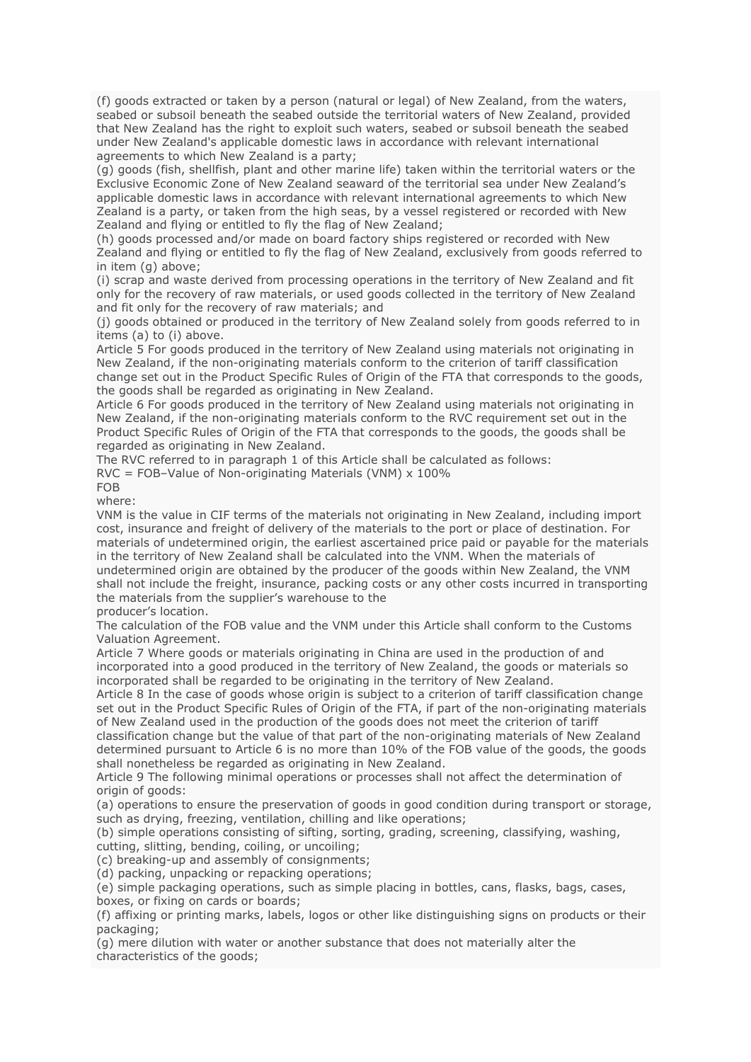(f) goods extracted or taken by a person (natural or legal) of New Zealand, from the waters, seabed or subsoil beneath the seabed outside the territorial waters of New Zealand, provided that New Zealand has the right to exploit such waters, seabed or subsoil beneath the seabed under New Zealand's applicable domestic laws in accordance with relevant international agreements to which New Zealand is a party;

(g) goods (fish, shellfish, plant and other marine life) taken within the territorial waters or the Exclusive Economic Zone of New Zealand seaward of the territorial sea under New Zealand's applicable domestic laws in accordance with relevant international agreements to which New Zealand is a party, or taken from the high seas, by a vessel registered or recorded with New Zealand and flying or entitled to fly the flag of New Zealand;

(h) goods processed and/or made on board factory ships registered or recorded with New Zealand and flying or entitled to fly the flag of New Zealand, exclusively from goods referred to in item (g) above;

(i) scrap and waste derived from processing operations in the territory of New Zealand and fit only for the recovery of raw materials, or used goods collected in the territory of New Zealand and fit only for the recovery of raw materials; and

(j) goods obtained or produced in the territory of New Zealand solely from goods referred to in items (a) to (i) above.

Article 5 For goods produced in the territory of New Zealand using materials not originating in New Zealand, if the non-originating materials conform to the criterion of tariff classification change set out in the Product Specific Rules of Origin of the FTA that corresponds to the goods, the goods shall be regarded as originating in New Zealand.

Article 6 For goods produced in the territory of New Zealand using materials not originating in New Zealand, if the non-originating materials conform to the RVC requirement set out in the Product Specific Rules of Origin of the FTA that corresponds to the goods, the goods shall be regarded as originating in New Zealand.

The RVC referred to in paragraph 1 of this Article shall be calculated as follows:

$$RVC = \frac{FOB - \text{Value of Non-originating Materials (VNM)}}{FOB} \times 100\%$$

where:

VNM is the value in CIF terms of the materials not originating in New Zealand, including import cost, insurance and freight of delivery of the materials to the port or place of destination. For materials of undetermined origin, the earliest ascertained price paid or payable for the materials in the territory of New Zealand shall be calculated into the VNM. When the materials of undetermined origin are obtained by the producer of the goods within New Zealand, the VNM shall not include the freight, insurance, packing costs or any other costs incurred in transporting the materials from the supplier's warehouse to the producer's location.

The calculation of the FOB value and the VNM under this Article shall conform to the Customs Valuation Agreement.

Article 7 Where goods or materials originating in China are used in the production of and incorporated into a good produced in the territory of New Zealand, the goods or materials so incorporated shall be regarded to be originating in the territory of New Zealand.

Article 8 In the case of goods whose origin is subject to a criterion of tariff classification change set out in the Product Specific Rules of Origin of the FTA, if part of the non-originating materials of New Zealand used in the production of the goods does not meet the criterion of tariff classification change but the value of that part of the non-originating materials of New Zealand determined pursuant to Article 6 is no more than 10% of the FOB value of the goods, the goods shall nonetheless be regarded as originating in New Zealand.

Article 9 The following minimal operations or processes shall not affect the determination of origin of goods:

(a) operations to ensure the preservation of goods in good condition during transport or storage, such as drying, freezing, ventilation, chilling and like operations;

(b) simple operations consisting of sifting, sorting, grading, screening, classifying, washing, cutting, slitting, bending, coiling, or uncoiling;

(c) breaking-up and assembly of consignments;

(d) packing, unpacking or repacking operations;

(e) simple packaging operations, such as simple placing in bottles, cans, flasks, bags, cases, boxes, or fixing on cards or boards;

(f) affixing or printing marks, labels, logos or other like distinguishing signs on products or their packaging;

(g) mere dilution with water or another substance that does not materially alter the characteristics of the goods;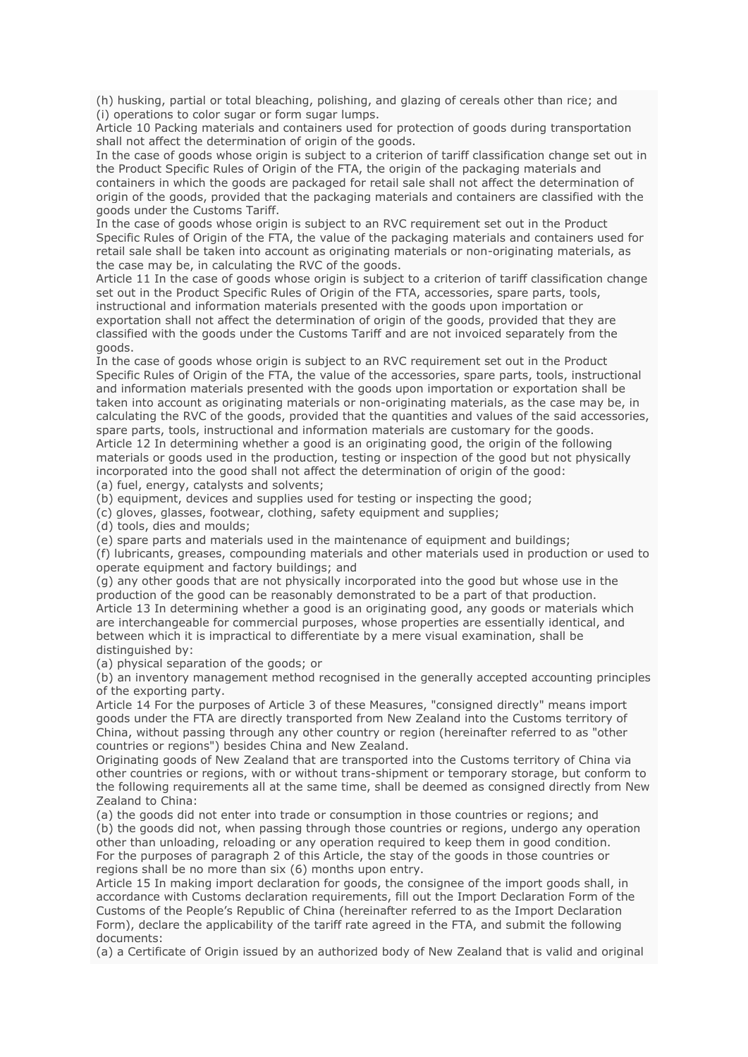(h) husking, partial or total bleaching, polishing, and glazing of cereals other than rice; and
(i) operations to color sugar or form sugar lumps.

Article 10 Packing materials and containers used for protection of goods during transportation shall not affect the determination of origin of the goods.

In the case of goods whose origin is subject to a criterion of tariff classification change set out in the Product Specific Rules of Origin of the FTA, the origin of the packaging materials and containers in which the goods are packaged for retail sale shall not affect the determination of origin of the goods, provided that the packaging materials and containers are classified with the goods under the Customs Tariff.

In the case of goods whose origin is subject to an RVC requirement set out in the Product Specific Rules of Origin of the FTA, the value of the packaging materials and containers used for retail sale shall be taken into account as originating materials or non-originating materials, as the case may be, in calculating the RVC of the goods.

Article 11 In the case of goods whose origin is subject to a criterion of tariff classification change set out in the Product Specific Rules of Origin of the FTA, accessories, spare parts, tools, instructional and information materials presented with the goods upon importation or exportation shall not affect the determination of origin of the goods, provided that they are classified with the goods under the Customs Tariff and are not invoiced separately from the goods.

In the case of goods whose origin is subject to an RVC requirement set out in the Product Specific Rules of Origin of the FTA, the value of the accessories, spare parts, tools, instructional and information materials presented with the goods upon importation or exportation shall be taken into account as originating materials or non-originating materials, as the case may be, in calculating the RVC of the goods, provided that the quantities and values of the said accessories, spare parts, tools, instructional and information materials are customary for the goods.

Article 12 In determining whether a good is an originating good, the origin of the following materials or goods used in the production, testing or inspection of the good but not physically incorporated into the good shall not affect the determination of origin of the good:
(a) fuel, energy, catalysts and solvents;
(b) equipment, devices and supplies used for testing or inspecting the good;
(c) gloves, glasses, footwear, clothing, safety equipment and supplies;
(d) tools, dies and moulds;
(e) spare parts and materials used in the maintenance of equipment and buildings;
(f) lubricants, greases, compounding materials and other materials used in production or used to operate equipment and factory buildings; and
(g) any other goods that are not physically incorporated into the good but whose use in the production of the good can be reasonably demonstrated to be a part of that production.

Article 13 In determining whether a good is an originating good, any goods or materials which are interchangeable for commercial purposes, whose properties are essentially identical, and between which it is impractical to differentiate by a mere visual examination, shall be distinguished by:
(a) physical separation of the goods; or
(b) an inventory management method recognised in the generally accepted accounting principles of the exporting party.

Article 14 For the purposes of Article 3 of these Measures, "consigned directly" means import goods under the FTA are directly transported from New Zealand into the Customs territory of China, without passing through any other country or region (hereinafter referred to as "other countries or regions") besides China and New Zealand.

Originating goods of New Zealand that are transported into the Customs territory of China via other countries or regions, with or without trans-shipment or temporary storage, but conform to the following requirements all at the same time, shall be deemed as consigned directly from New Zealand to China:
(a) the goods did not enter into trade or consumption in those countries or regions; and
(b) the goods did not, when passing through those countries or regions, undergo any operation other than unloading, reloading or any operation required to keep them in good condition.

For the purposes of paragraph 2 of this Article, the stay of the goods in those countries or regions shall be no more than six (6) months upon entry.

Article 15 In making import declaration for goods, the consignee of the import goods shall, in accordance with Customs declaration requirements, fill out the Import Declaration Form of the Customs of the People's Republic of China (hereinafter referred to as the Import Declaration Form), declare the applicability of the tariff rate agreed in the FTA, and submit the following documents:
(a) a Certificate of Origin issued by an authorized body of New Zealand that is valid and original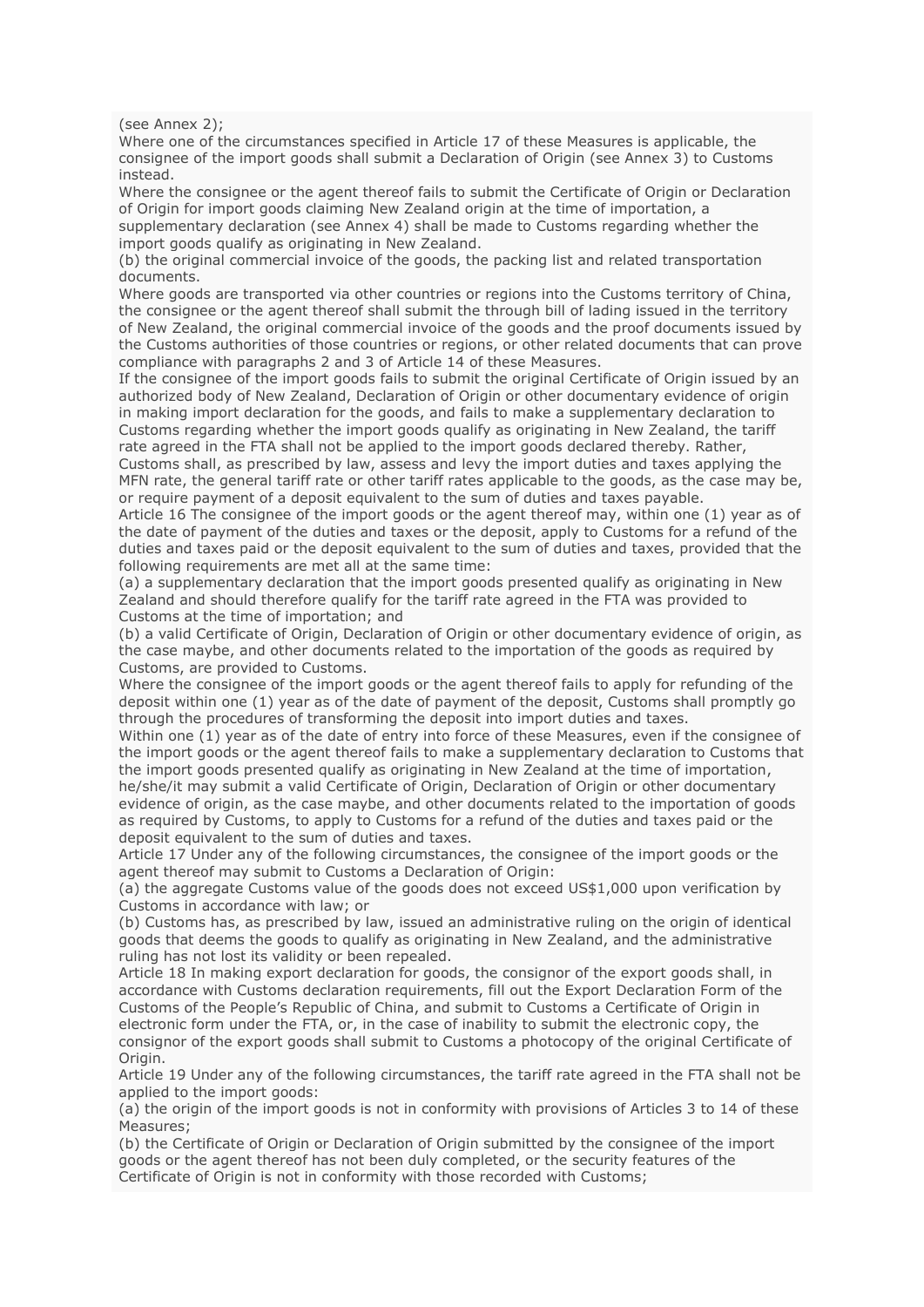(see Annex 2);

Where one of the circumstances specified in Article 17 of these Measures is applicable, the consignee of the import goods shall submit a Declaration of Origin (see Annex 3) to Customs instead.

Where the consignee or the agent thereof fails to submit the Certificate of Origin or Declaration of Origin for import goods claiming New Zealand origin at the time of importation, a supplementary declaration (see Annex 4) shall be made to Customs regarding whether the import goods qualify as originating in New Zealand.

(b) the original commercial invoice of the goods, the packing list and related transportation documents.

Where goods are transported via other countries or regions into the Customs territory of China, the consignee or the agent thereof shall submit the through bill of lading issued in the territory of New Zealand, the original commercial invoice of the goods and the proof documents issued by the Customs authorities of those countries or regions, or other related documents that can prove compliance with paragraphs 2 and 3 of Article 14 of these Measures.

If the consignee of the import goods fails to submit the original Certificate of Origin issued by an authorized body of New Zealand, Declaration of Origin or other documentary evidence of origin in making import declaration for the goods, and fails to make a supplementary declaration to Customs regarding whether the import goods qualify as originating in New Zealand, the tariff rate agreed in the FTA shall not be applied to the import goods declared thereby. Rather, Customs shall, as prescribed by law, assess and levy the import duties and taxes applying the MFN rate, the general tariff rate or other tariff rates applicable to the goods, as the case may be, or require payment of a deposit equivalent to the sum of duties and taxes payable.

Article 16 The consignee of the import goods or the agent thereof may, within one (1) year as of the date of payment of the duties and taxes or the deposit, apply to Customs for a refund of the duties and taxes paid or the deposit equivalent to the sum of duties and taxes, provided that the following requirements are met all at the same time:

(a) a supplementary declaration that the import goods presented qualify as originating in New Zealand and should therefore qualify for the tariff rate agreed in the FTA was provided to Customs at the time of importation; and

(b) a valid Certificate of Origin, Declaration of Origin or other documentary evidence of origin, as the case maybe, and other documents related to the importation of the goods as required by Customs, are provided to Customs.

Where the consignee of the import goods or the agent thereof fails to apply for refunding of the deposit within one (1) year as of the date of payment of the deposit, Customs shall promptly go through the procedures of transforming the deposit into import duties and taxes.

Within one (1) year as of the date of entry into force of these Measures, even if the consignee of the import goods or the agent thereof fails to make a supplementary declaration to Customs that the import goods presented qualify as originating in New Zealand at the time of importation, he/she/it may submit a valid Certificate of Origin, Declaration of Origin or other documentary evidence of origin, as the case maybe, and other documents related to the importation of goods as required by Customs, to apply to Customs for a refund of the duties and taxes paid or the deposit equivalent to the sum of duties and taxes.

Article 17 Under any of the following circumstances, the consignee of the import goods or the agent thereof may submit to Customs a Declaration of Origin:

(a) the aggregate Customs value of the goods does not exceed US$1,000 upon verification by Customs in accordance with law; or

(b) Customs has, as prescribed by law, issued an administrative ruling on the origin of identical goods that deems the goods to qualify as originating in New Zealand, and the administrative ruling has not lost its validity or been repealed.

Article 18 In making export declaration for goods, the consignor of the export goods shall, in accordance with Customs declaration requirements, fill out the Export Declaration Form of the Customs of the People's Republic of China, and submit to Customs a Certificate of Origin in electronic form under the FTA, or, in the case of inability to submit the electronic copy, the consignor of the export goods shall submit to Customs a photocopy of the original Certificate of Origin.

Article 19 Under any of the following circumstances, the tariff rate agreed in the FTA shall not be applied to the import goods:

(a) the origin of the import goods is not in conformity with provisions of Articles 3 to 14 of these Measures;

(b) the Certificate of Origin or Declaration of Origin submitted by the consignee of the import goods or the agent thereof has not been duly completed, or the security features of the Certificate of Origin is not in conformity with those recorded with Customs;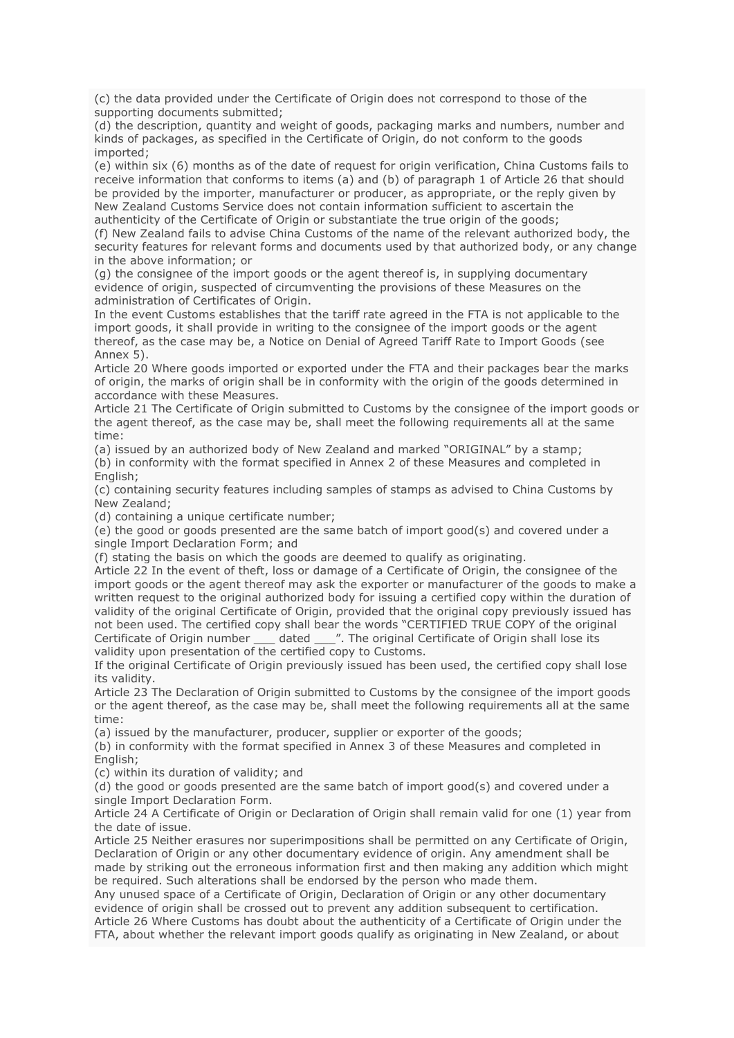(c) the data provided under the Certificate of Origin does not correspond to those of the supporting documents submitted;
(d) the description, quantity and weight of goods, packaging marks and numbers, number and kinds of packages, as specified in the Certificate of Origin, do not conform to the goods imported;
(e) within six (6) months as of the date of request for origin verification, China Customs fails to receive information that conforms to items (a) and (b) of paragraph 1 of Article 26 that should be provided by the importer, manufacturer or producer, as appropriate, or the reply given by New Zealand Customs Service does not contain information sufficient to ascertain the authenticity of the Certificate of Origin or substantiate the true origin of the goods;
(f) New Zealand fails to advise China Customs of the name of the relevant authorized body, the security features for relevant forms and documents used by that authorized body, or any change in the above information; or
(g) the consignee of the import goods or the agent thereof is, in supplying documentary evidence of origin, suspected of circumventing the provisions of these Measures on the administration of Certificates of Origin.
In the event Customs establishes that the tariff rate agreed in the FTA is not applicable to the import goods, it shall provide in writing to the consignee of the import goods or the agent thereof, as the case may be, a Notice on Denial of Agreed Tariff Rate to Import Goods (see Annex 5).
Article 20 Where goods imported or exported under the FTA and their packages bear the marks of origin, the marks of origin shall be in conformity with the origin of the goods determined in accordance with these Measures.
Article 21 The Certificate of Origin submitted to Customs by the consignee of the import goods or the agent thereof, as the case may be, shall meet the following requirements all at the same time:
(a) issued by an authorized body of New Zealand and marked "ORIGINAL" by a stamp;
(b) in conformity with the format specified in Annex 2 of these Measures and completed in English;
(c) containing security features including samples of stamps as advised to China Customs by New Zealand;
(d) containing a unique certificate number;
(e) the good or goods presented are the same batch of import good(s) and covered under a single Import Declaration Form; and
(f) stating the basis on which the goods are deemed to qualify as originating.
Article 22 In the event of theft, loss or damage of a Certificate of Origin, the consignee of the import goods or the agent thereof may ask the exporter or manufacturer of the goods to make a written request to the original authorized body for issuing a certified copy within the duration of validity of the original Certificate of Origin, provided that the original copy previously issued has not been used. The certified copy shall bear the words "CERTIFIED TRUE COPY of the original Certificate of Origin number ___ dated ___". The original Certificate of Origin shall lose its validity upon presentation of the certified copy to Customs.
If the original Certificate of Origin previously issued has been used, the certified copy shall lose its validity.
Article 23 The Declaration of Origin submitted to Customs by the consignee of the import goods or the agent thereof, as the case may be, shall meet the following requirements all at the same time:
(a) issued by the manufacturer, producer, supplier or exporter of the goods;
(b) in conformity with the format specified in Annex 3 of these Measures and completed in English;
(c) within its duration of validity; and
(d) the good or goods presented are the same batch of import good(s) and covered under a single Import Declaration Form.
Article 24 A Certificate of Origin or Declaration of Origin shall remain valid for one (1) year from the date of issue.
Article 25 Neither erasures nor superimpositions shall be permitted on any Certificate of Origin, Declaration of Origin or any other documentary evidence of origin. Any amendment shall be made by striking out the erroneous information first and then making any addition which might be required. Such alterations shall be endorsed by the person who made them.
Any unused space of a Certificate of Origin, Declaration of Origin or any other documentary evidence of origin shall be crossed out to prevent any addition subsequent to certification.
Article 26 Where Customs has doubt about the authenticity of a Certificate of Origin under the FTA, about whether the relevant import goods qualify as originating in New Zealand, or about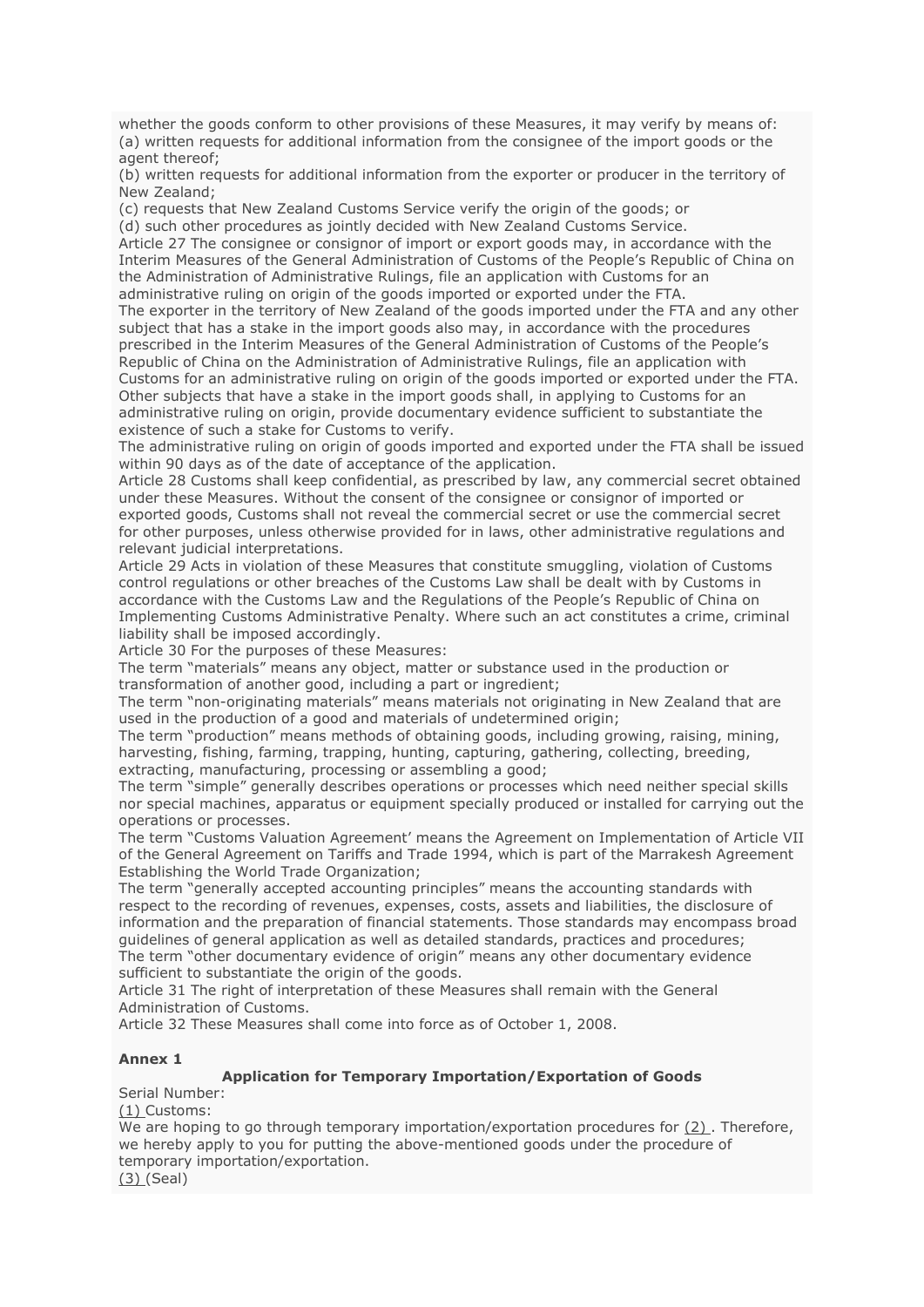whether the goods conform to other provisions of these Measures, it may verify by means of:
(a) written requests for additional information from the consignee of the import goods or the agent thereof;
(b) written requests for additional information from the exporter or producer in the territory of New Zealand;
(c) requests that New Zealand Customs Service verify the origin of the goods; or
(d) such other procedures as jointly decided with New Zealand Customs Service.
Article 27 The consignee or consignor of import or export goods may, in accordance with the Interim Measures of the General Administration of Customs of the People's Republic of China on the Administration of Administrative Rulings, file an application with Customs for an administrative ruling on origin of the goods imported or exported under the FTA.
The exporter in the territory of New Zealand of the goods imported under the FTA and any other subject that has a stake in the import goods also may, in accordance with the procedures prescribed in the Interim Measures of the General Administration of Customs of the People's Republic of China on the Administration of Administrative Rulings, file an application with Customs for an administrative ruling on origin of the goods imported or exported under the FTA.
Other subjects that have a stake in the import goods shall, in applying to Customs for an administrative ruling on origin, provide documentary evidence sufficient to substantiate the existence of such a stake for Customs to verify.
The administrative ruling on origin of goods imported and exported under the FTA shall be issued within 90 days as of the date of acceptance of the application.
Article 28 Customs shall keep confidential, as prescribed by law, any commercial secret obtained under these Measures. Without the consent of the consignee or consignor of imported or exported goods, Customs shall not reveal the commercial secret or use the commercial secret for other purposes, unless otherwise provided for in laws, other administrative regulations and relevant judicial interpretations.
Article 29 Acts in violation of these Measures that constitute smuggling, violation of Customs control regulations or other breaches of the Customs Law shall be dealt with by Customs in accordance with the Customs Law and the Regulations of the People's Republic of China on Implementing Customs Administrative Penalty. Where such an act constitutes a crime, criminal liability shall be imposed accordingly.
Article 30 For the purposes of these Measures:
The term "materials" means any object, matter or substance used in the production or transformation of another good, including a part or ingredient;
The term "non-originating materials" means materials not originating in New Zealand that are used in the production of a good and materials of undetermined origin;
The term "production" means methods of obtaining goods, including growing, raising, mining, harvesting, fishing, farming, trapping, hunting, capturing, gathering, collecting, breeding, extracting, manufacturing, processing or assembling a good;
The term "simple" generally describes operations or processes which need neither special skills nor special machines, apparatus or equipment specially produced or installed for carrying out the operations or processes.
The term "Customs Valuation Agreement' means the Agreement on Implementation of Article VII of the General Agreement on Tariffs and Trade 1994, which is part of the Marrakesh Agreement Establishing the World Trade Organization;
The term "generally accepted accounting principles" means the accounting standards with respect to the recording of revenues, expenses, costs, assets and liabilities, the disclosure of information and the preparation of financial statements. Those standards may encompass broad guidelines of general application as well as detailed standards, practices and procedures;
The term "other documentary evidence of origin" means any other documentary evidence sufficient to substantiate the origin of the goods.
Article 31 The right of interpretation of these Measures shall remain with the General Administration of Customs.
Article 32 These Measures shall come into force as of October 1, 2008.

**Annex 1**

**Application for Temporary Importation/Exportation of Goods**

Serial Number:
(1) Customs:
We are hoping to go through temporary importation/exportation procedures for (2) . Therefore, we hereby apply to you for putting the above-mentioned goods under the procedure of temporary importation/exportation.
(3) (Seal)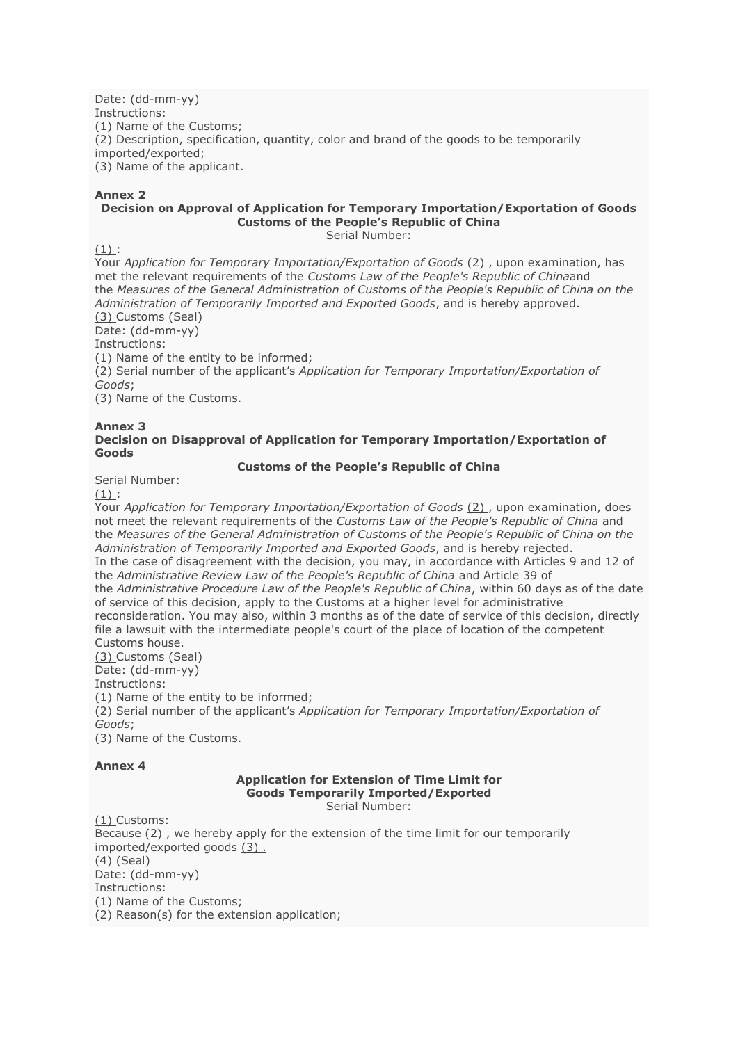Date: (dd-mm-yy)
Instructions:
(1) Name of the Customs;
(2) Description, specification, quantity, color and brand of the goods to be temporarily imported/exported;
(3) Name of the applicant.

**Annex 2**

**Decision on Approval of Application for Temporary Importation/Exportation of Goods**
**Customs of the People's Republic of China**
Serial Number:

(1) :
Your *Application for Temporary Importation/Exportation of Goods* (2) , upon examination, has met the relevant requirements of the *Customs Law of the People's Republic of China*and the *Measures of the General Administration of Customs of the People's Republic of China on the Administration of Temporarily Imported and Exported Goods*, and is hereby approved.
(3) Customs (Seal)
Date: (dd-mm-yy)
Instructions:
(1) Name of the entity to be informed;
(2) Serial number of the applicant's *Application for Temporary Importation/Exportation of Goods*;
(3) Name of the Customs.

**Annex 3**

**Decision on Disapproval of Application for Temporary Importation/Exportation of Goods**

**Customs of the People's Republic of China**

Serial Number:
(1) :
Your *Application for Temporary Importation/Exportation of Goods* (2) , upon examination, does not meet the relevant requirements of the *Customs Law of the People's Republic of China* and the *Measures of the General Administration of Customs of the People's Republic of China on the Administration of Temporarily Imported and Exported Goods*, and is hereby rejected.
In the case of disagreement with the decision, you may, in accordance with Articles 9 and 12 of the *Administrative Review Law of the People's Republic of China* and Article 39 of the *Administrative Procedure Law of the People's Republic of China*, within 60 days as of the date of service of this decision, apply to the Customs at a higher level for administrative reconsideration. You may also, within 3 months as of the date of service of this decision, directly file a lawsuit with the intermediate people's court of the place of location of the competent Customs house.
(3) Customs (Seal)
Date: (dd-mm-yy)
Instructions:
(1) Name of the entity to be informed;
(2) Serial number of the applicant's *Application for Temporary Importation/Exportation of Goods*;
(3) Name of the Customs.

**Annex 4**

**Application for Extension of Time Limit for**
**Goods Temporarily Imported/Exported**
Serial Number:

(1) Customs:
Because (2) , we hereby apply for the extension of the time limit for our temporarily imported/exported goods (3) .
(4) (Seal)
Date: (dd-mm-yy)
Instructions:
(1) Name of the Customs;
(2) Reason(s) for the extension application;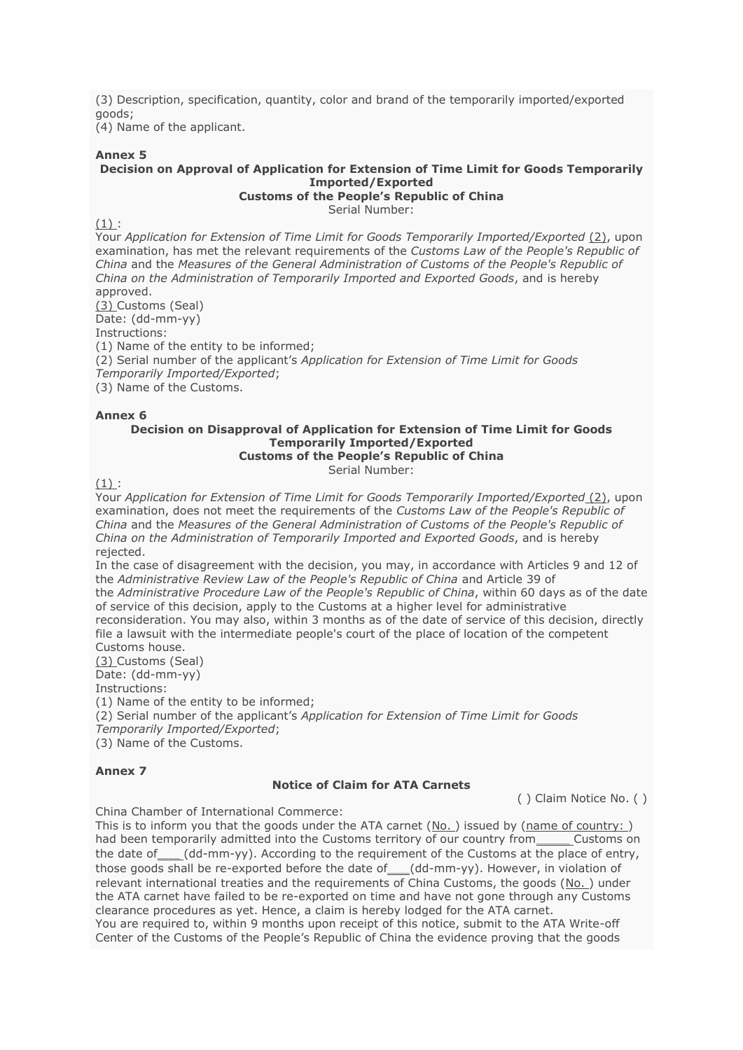(3) Description, specification, quantity, color and brand of the temporarily imported/exported goods;
(4) Name of the applicant.

**Annex 5**

**Decision on Approval of Application for Extension of Time Limit for Goods Temporarily Imported/Exported**
**Customs of the People's Republic of China**

Serial Number:

(1) :

Your *Application for Extension of Time Limit for Goods Temporarily Imported/Exported* (2), upon examination, has met the relevant requirements of the *Customs Law of the People's Republic of China* and the *Measures of the General Administration of Customs of the People's Republic of China on the Administration of Temporarily Imported and Exported Goods*, and is hereby approved.

(3) Customs (Seal)
Date: (dd-mm-yy)
Instructions:
(1) Name of the entity to be informed;
(2) Serial number of the applicant's *Application for Extension of Time Limit for Goods Temporarily Imported/Exported*;
(3) Name of the Customs.

**Annex 6**

**Decision on Disapproval of Application for Extension of Time Limit for Goods Temporarily Imported/Exported**
**Customs of the People's Republic of China**

Serial Number:

(1) :

Your *Application for Extension of Time Limit for Goods Temporarily Imported/Exported* (2), upon examination, does not meet the requirements of the *Customs Law of the People's Republic of China* and the *Measures of the General Administration of Customs of the People's Republic of China on the Administration of Temporarily Imported and Exported Goods*, and is hereby rejected.

In the case of disagreement with the decision, you may, in accordance with Articles 9 and 12 of the *Administrative Review Law of the People's Republic of China* and Article 39 of the *Administrative Procedure Law of the People's Republic of China*, within 60 days as of the date of service of this decision, apply to the Customs at a higher level for administrative reconsideration. You may also, within 3 months as of the date of service of this decision, directly file a lawsuit with the intermediate people's court of the place of location of the competent Customs house.

(3) Customs (Seal)
Date: (dd-mm-yy)
Instructions:
(1) Name of the entity to be informed;
(2) Serial number of the applicant's *Application for Extension of Time Limit for Goods Temporarily Imported/Exported*;
(3) Name of the Customs.

**Annex 7**

**Notice of Claim for ATA Carnets**

( ) Claim Notice No. ( )

China Chamber of International Commerce:

This is to inform you that the goods under the ATA carnet (No. ) issued by (name of country: ) had been temporarily admitted into the Customs territory of our country from_____ Customs on the date of___ (dd-mm-yy). According to the requirement of the Customs at the place of entry, those goods shall be re-exported before the date of___ (dd-mm-yy). However, in violation of relevant international treaties and the requirements of China Customs, the goods (No. ) under the ATA carnet have failed to be re-exported on time and have not gone through any Customs clearance procedures as yet. Hence, a claim is hereby lodged for the ATA carnet.

You are required to, within 9 months upon receipt of this notice, submit to the ATA Write-off Center of the Customs of the People's Republic of China the evidence proving that the goods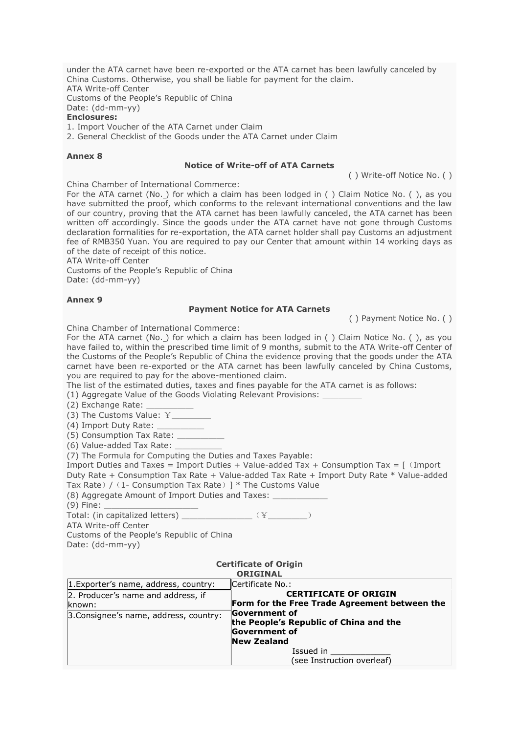under the ATA carnet have been re-exported or the ATA carnet has been lawfully canceled by China Customs. Otherwise, you shall be liable for payment for the claim.
ATA Write-off Center
Customs of the People's Republic of China
Date: (dd-mm-yy)

**Enclosures:**

1. Import Voucher of the ATA Carnet under Claim
2. General Checklist of the Goods under the ATA Carnet under Claim

**Annex 8**

**Notice of Write-off of ATA Carnets**

( ) Write-off Notice No. ( )

China Chamber of International Commerce:
For the ATA carnet (No._) for which a claim has been lodged in ( ) Claim Notice No. ( ), as you have submitted the proof, which conforms to the relevant international conventions and the law of our country, proving that the ATA carnet has been lawfully canceled, the ATA carnet has been written off accordingly. Since the goods under the ATA carnet have not gone through Customs declaration formalities for re-exportation, the ATA carnet holder shall pay Customs an adjustment fee of RMB350 Yuan. You are required to pay our Center that amount within 14 working days as of the date of receipt of this notice.
ATA Write-off Center
Customs of the People's Republic of China
Date: (dd-mm-yy)

**Annex 9**

**Payment Notice for ATA Carnets**

( ) Payment Notice No. ( )

China Chamber of International Commerce:
For the ATA carnet (No._) for which a claim has been lodged in ( ) Claim Notice No. ( ), as you have failed to, within the prescribed time limit of 9 months, submit to the ATA Write-off Center of the Customs of the People's Republic of China the evidence proving that the goods under the ATA carnet have been re-exported or the ATA carnet has been lawfully canceled by China Customs, you are required to pay for the above-mentioned claim.
The list of the estimated duties, taxes and fines payable for the ATA carnet is as follows:
(1) Aggregate Value of the Goods Violating Relevant Provisions: ________
(2) Exchange Rate: __________
(3) The Customs Value: ￥________
(4) Import Duty Rate: __________
(5) Consumption Tax Rate: __________
(6) Value-added Tax Rate: __________
(7) The Formula for Computing the Duties and Taxes Payable:
Import Duties and Taxes = Import Duties + Value-added Tax + Consumption Tax = [（Import Duty Rate + Consumption Tax Rate + Value-added Tax Rate + Import Duty Rate * Value-added Tax Rate）/（1- Consumption Tax Rate）] * The Customs Value
(8) Aggregate Amount of Import Duties and Taxes: ___________
(9) Fine: ____________________
Total: (in capitalized letters) ______________ （￥________）
ATA Write-off Center
Customs of the People's Republic of China
Date: (dd-mm-yy)

**Certificate of Origin**
**ORIGINAL**

| 1.Exporter's name, address, country: | Certificate No.: |
|---|---|
| 2. Producer's name and address, if known: | **CERTIFICATE OF ORIGIN**<br>**Form for the Free Trade Agreement between the Government of the People's Republic of China and the Government of New Zealand** |
| 3.Consignee's name, address, country: | Issued in ____________<br>(see Instruction overleaf) |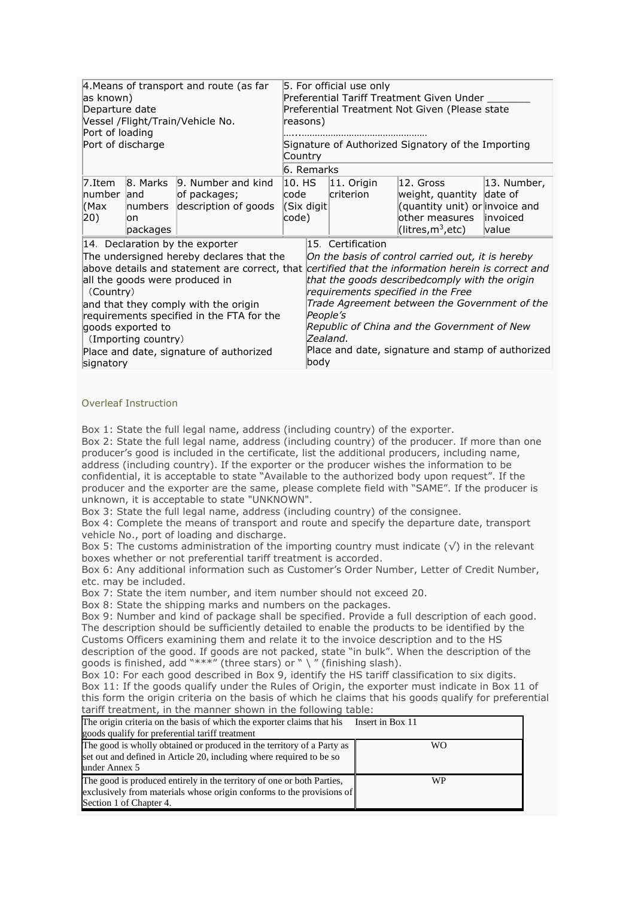| 4.Means of transport and route (as far as known)<br>Departure date<br>Vessel /Flight/Train/Vehicle No.<br>Port of loading<br>Port of discharge | 5. For official use only<br>Preferential Tariff Treatment Given Under _______<br>Preferential Treatment Not Given (Please state reasons)<br>…..…………………………………………<br>Signature of Authorized Signatory of the Importing Country |
|---|---|
| | 6. Remarks |

| 7.Item number (Max 20) | 8. Marks and numbers on packages | 9. Number and kind of packages; description of goods | 10. HS code (Six digit code) | 11. Origin criterion | 12. Gross weight, quantity (quantity unit) or other measures (litres,$m^3$,etc) | 13. Number, date of invoice and invoiced value |
|---|---|---|---|---|---|---|

| 14. Declaration by the exporter | 15. Certification |
|---|---|
| The undersigned hereby declares that the above details and statement are correct, that all the goods were produced in<br>（Country）<br>and that they comply with the origin requirements specified in the FTA for the goods exported to<br>（Importing country）<br>Place and date, signature of authorized signatory | *On the basis of control carried out, it is hereby certified that the information herein is correct and that the goods describedcomply with the origin requirements specified in the Free Trade Agreement between the Government of the People's Republic of China and the Government of New Zealand.*<br>Place and date, signature and stamp of authorized body |

Overleaf Instruction

Box 1: State the full legal name, address (including country) of the exporter.
Box 2: State the full legal name, address (including country) of the producer. If more than one producer's good is included in the certificate, list the additional producers, including name, address (including country). If the exporter or the producer wishes the information to be confidential, it is acceptable to state "Available to the authorized body upon request". If the producer and the exporter are the same, please complete field with "SAME". If the producer is unknown, it is acceptable to state "UNKNOWN".
Box 3: State the full legal name, address (including country) of the consignee.
Box 4: Complete the means of transport and route and specify the departure date, transport vehicle No., port of loading and discharge.
Box 5: The customs administration of the importing country must indicate (√) in the relevant boxes whether or not preferential tariff treatment is accorded.
Box 6: Any additional information such as Customer's Order Number, Letter of Credit Number, etc. may be included.
Box 7: State the item number, and item number should not exceed 20.
Box 8: State the shipping marks and numbers on the packages.
Box 9: Number and kind of package shall be specified. Provide a full description of each good. The description should be sufficiently detailed to enable the products to be identified by the Customs Officers examining them and relate it to the invoice description and to the HS description of the good. If goods are not packed, state "in bulk". When the description of the goods is finished, add "***" (three stars) or " \ " (finishing slash).
Box 10: For each good described in Box 9, identify the HS tariff classification to six digits.
Box 11: If the goods qualify under the Rules of Origin, the exporter must indicate in Box 11 of this form the origin criteria on the basis of which he claims that his goods qualify for preferential tariff treatment, in the manner shown in the following table:

| The origin criteria on the basis of which the exporter claims that his goods qualify for preferential tariff treatment | Insert in Box 11 |
|---|---|
| The good is wholly obtained or produced in the territory of a Party as set out and defined in Article 20, including where required to be so under Annex 5 | WO |
| The good is produced entirely in the territory of one or both Parties, exclusively from materials whose origin conforms to the provisions of Section 1 of Chapter 4. | WP |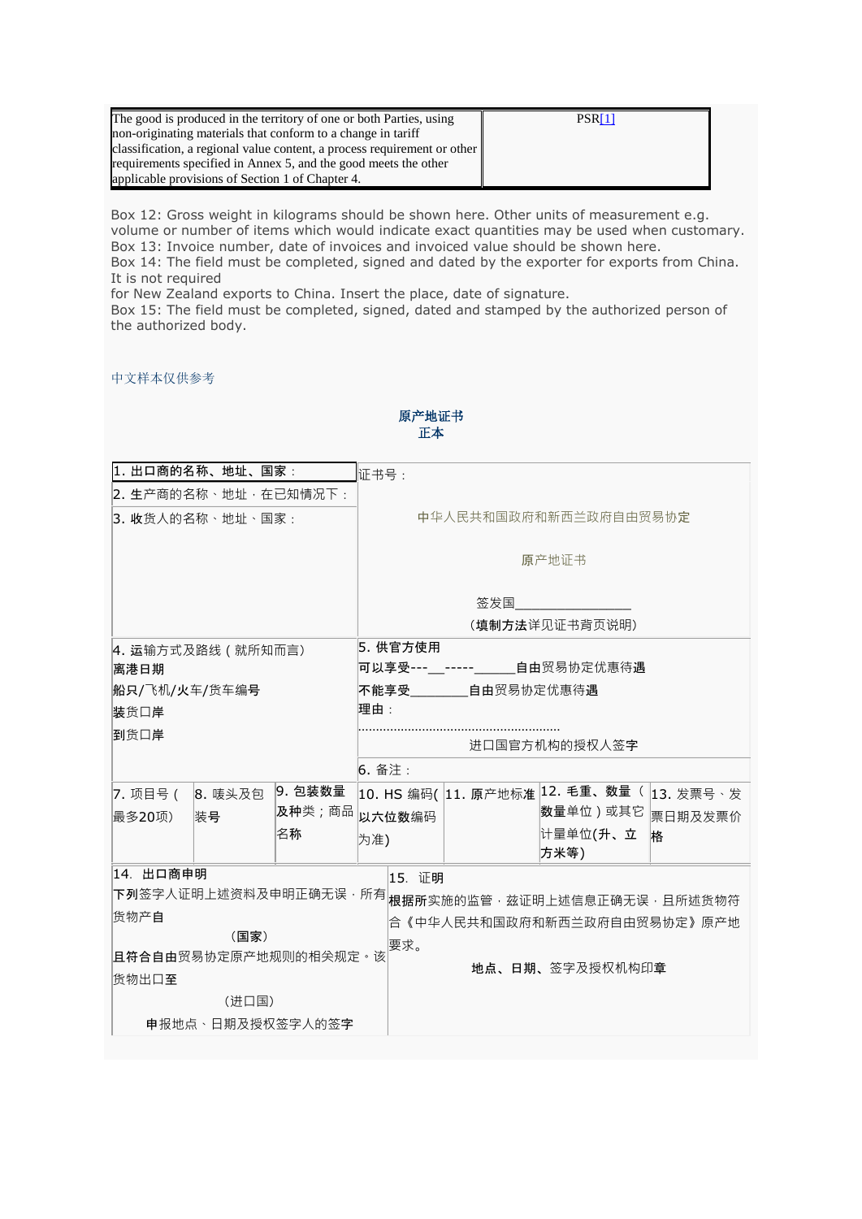| The good is produced in the territory of one or both Parties, using non-originating materials that conform to a change in tariff classification, a regional value content, a process requirement or other requirements specified in Annex 5, and the good meets the other applicable provisions of Section 1 of Chapter 4. | PSR[1] |
|---|---|

Box 12: Gross weight in kilograms should be shown here. Other units of measurement e.g. volume or number of items which would indicate exact quantities may be used when customary.
Box 13: Invoice number, date of invoices and invoiced value should be shown here.
Box 14: The field must be completed, signed and dated by the exporter for exports from China. It is not required
for New Zealand exports to China. Insert the place, date of signature.
Box 15: The field must be completed, signed, dated and stamped by the authorized person of the authorized body.

中文样本仅供参考

**原产地证书**
**正本**

| 1. 出口商的名称、地址、国家： | | | 证书号： | | | |
|---|---|---|---|---|---|---|
| 2. 生产商的名称、地址，在已知情况下： | | | 中华人民共和国政府和新西兰政府自由贸易协定 | | | |
| 3. 收货人的名称、地址、国家： | | | 原产地证书<br><br>签发国_______________<br>（填制方法详见证书背页说明） | | | |
| 4. 运输方式及路线（就所知而言）<br>离港日期<br>船只/飞机/火车/货车编号<br>装货口岸<br>到货口岸 | | | 5. 供官方使用<br>可以享受---__-----______自由贸易协定优惠待遇<br>不能享受________自由贸易协定优惠待遇<br>理由：<br>........................................................<br>进口国官方机构的授权人签字 | | | |
| | | | 6. 备注： | | | |
| 7. 项目号（最多20项） | 8. 唛头及包装号 | 9. 包装数量及种类；商品名称 | 10. HS 编码(以六位数编码为准) | 11. 原产地标准 | 12. 毛重、数量（数量单位）或其它计量单位(升、立方米等) | 13. 发票号、发票日期及发票价格 |
| 14. 出口商申明<br>下列签字人证明上述资料及申明正确无误，所有货物产自<br>（国家）<br>且符合自由贸易协定原产地规则的相关规定。该货物出口至<br>（进口国）<br>申报地点、日期及授权签字人的签字 | | | 15. 证明<br>根据所实施的监管，兹证明上述信息正确无误，且所述货物符合《中华人民共和国政府和新西兰政府自由贸易协定》原产地要求。<br>地点、日期、签字及授权机构印章 | | | |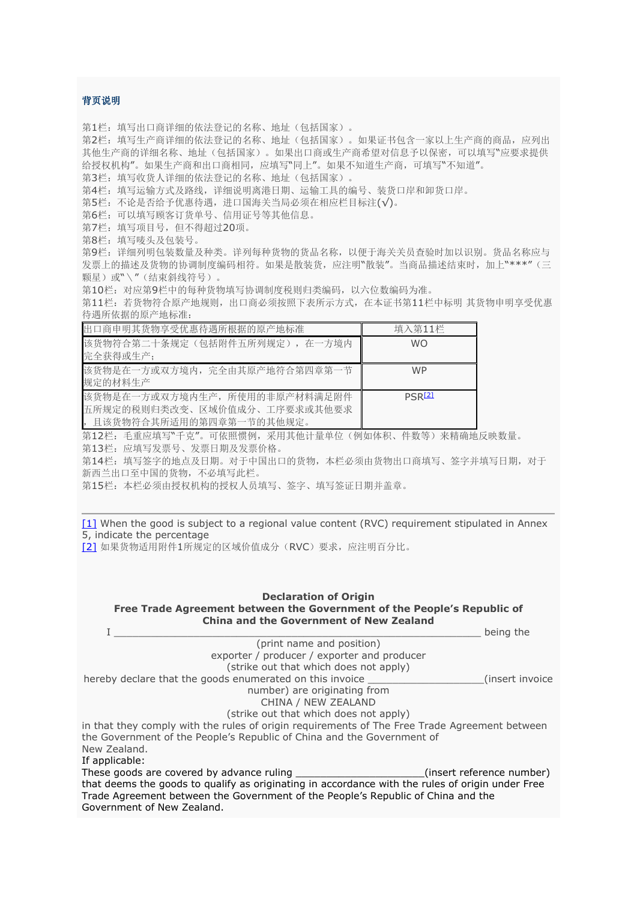## 背页说明

第1栏：填写出口商详细的依法登记的名称、地址（包括国家）。
第2栏：填写生产商详细的依法登记的名称、地址（包括国家）。如果证书包含一家以上生产商的商品，应列出其他生产商的详细名称、地址（包括国家）。如果出口商或生产商希望对信息予以保密，可以填写"应要求提供给授权机构"。如果生产商和出口商相同，应填写"同上"。如果不知道生产商，可填写"不知道"。
第3栏：填写收货人详细的依法登记的名称、地址（包括国家）。
第4栏：填写运输方式及路线，详细说明离港日期、运输工具的编号、装货口岸和卸货口岸。
第5栏：不论是否给予优惠待遇，进口国海关当局必须在相应栏目标注(√)。
第6栏：可以填写顾客订货单号、信用证号等其他信息。
第7栏：填写项目号，但不得超过20项。
第8栏：填写唛头及包装号。
第9栏：详细列明包装数量及种类。详列每种货物的货品名称，以便于海关关员查验时加以识别。货品名称应与发票上的描述及货物的协调制度编码相符。如果是散装货，应注明"散装"。当商品描述结束时，加上"***"（三颗星）或"\"（结束斜线符号）。
第10栏：对应第9栏中的每种货物填写协调制度税则归类编码，以六位数编码为准。
第11栏：若货物符合原产地规则，出口商必须按照下表所示方式，在本证书第11栏中标明 其货物申明享受优惠待遇所依据的原产地标准：

| 出口商申明其货物享受优惠待遇所根据的原产地标准 | 填入第11栏 |
|---|---|
| 该货物符合第二十条规定（包括附件五所列规定），在一方境内完全获得或生产； | WO |
| 该货物是在一方或双方境内，完全由其原产地符合第四章第一节规定的材料生产 | WP |
| 该货物是在一方或双方境内生产，所使用的非原产材料满足附件五所规定的税则归类改变、区域价值成分、工序要求或其他要求，且该货物符合其所适用的第四章第一节的其他规定。 | PSR[2] |

第12栏：毛重应填写"千克"。可依照惯例，采用其他计量单位（例如体积、件数等）来精确地反映数量。
第13栏：应填写发票号、发票日期及发票价格。
第14栏：填写签字的地点及日期。对于中国出口的货物，本栏必须由货物出口商填写、签字并填写日期，对于新西兰出口至中国的货物，不必填写此栏。
第15栏：本栏必须由授权机构的授权人员填写、签字、填写签证日期并盖章。

---

[1] When the good is subject to a regional value content (RVC) requirement stipulated in Annex 5, indicate the percentage
[2] 如果货物适用附件1所规定的区域价值成分（RVC）要求，应注明百分比。

**Declaration of Origin**
**Free Trade Agreement between the Government of the People's Republic of China and the Government of New Zealand**

I _______________________________________________________ being the
(print name and position)
exporter / producer / exporter and producer
(strike out that which does not apply)
hereby declare that the goods enumerated on this invoice ___________________(insert invoice number) are originating from
CHINA / NEW ZEALAND
(strike out that which does not apply)
in that they comply with the rules of origin requirements of The Free Trade Agreement between the Government of the People's Republic of China and the Government of New Zealand.
If applicable:
These goods are covered by advance ruling _____________________(insert reference number) that deems the goods to qualify as originating in accordance with the rules of origin under Free Trade Agreement between the Government of the People's Republic of China and the Government of New Zealand.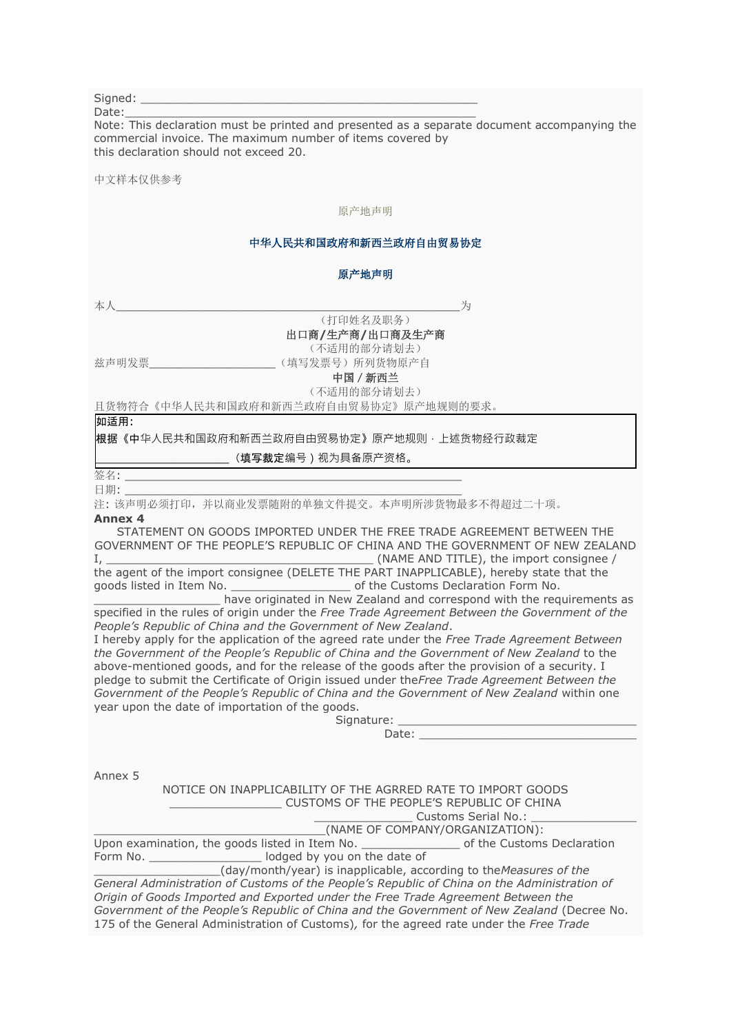Signed: _______________________________________________

Date:_________________________________________________

Note: This declaration must be printed and presented as a separate document accompanying the commercial invoice. The maximum number of items covered by this declaration should not exceed 20.

中文样本仅供参考

原产地声明

**中华人民共和国政府和新西兰政府自由贸易协定**

**原产地声明**

本人__________________________________________________为

（打印姓名及职务）

**出口商/生产商/出口商及生产商**

（不适用的部分请划去）

兹声明发票__________________（填写发票号）所列货物原产自

**中国 / 新西兰**

（不适用的部分请划去）

且货物符合《中华人民共和国政府和新西兰政府自由贸易协定》原产地规则的要求。

| 如适用：<br>根据《中华人民共和国政府和新西兰政府自由贸易协定》原产地规则，上述货物经行政裁定<br>____________________（填写裁定编号）视为具备原产资格。 |
|---|

签名: ______________________________________________

日期: ______________________________________________

注: 该声明必须打印，并以商业发票随附的单独文件提交。本声明所涉货物最多不得超过二十项。

**Annex 4**

STATEMENT ON GOODS IMPORTED UNDER THE FREE TRADE AGREEMENT BETWEEN THE GOVERNMENT OF THE PEOPLE'S REPUBLIC OF CHINA AND THE GOVERNMENT OF NEW ZEALAND

I, ______________________________________ (NAME AND TITLE), the import consignee / the agent of the import consignee (DELETE THE PART INAPPLICABLE), hereby state that the goods listed in Item No. _________________ of the Customs Declaration Form No. ___________________ have originated in New Zealand and correspond with the requirements as specified in the rules of origin under the *Free Trade Agreement Between the Government of the People's Republic of China and the Government of New Zealand*.

I hereby apply for the application of the agreed rate under the *Free Trade Agreement Between the Government of the People's Republic of China and the Government of New Zealand* to the above-mentioned goods, and for the release of the goods after the provision of a security. I pledge to submit the Certificate of Origin issued under the *Free Trade Agreement Between the Government of the People's Republic of China and the Government of New Zealand* within one year upon the date of importation of the goods.

Signature: _________________________________

Date: _________________________________

Annex 5

NOTICE ON INAPPLICABILITY OF THE AGRRED RATE TO IMPORT GOODS

________________ CUSTOMS OF THE PEOPLE'S REPUBLIC OF CHINA

_______________ Customs Serial No.: _______________

__________________________________(NAME OF COMPANY/ORGANIZATION):

Upon examination, the goods listed in Item No. _______________ of the Customs Declaration Form No. ________________ lodged by you on the date of ___________________(day/month/year) is inapplicable, according to the *Measures of the General Administration of Customs of the People's Republic of China on the Administration of Origin of Goods Imported and Exported under the Free Trade Agreement Between the Government of the People's Republic of China and the Government of New Zealand* (Decree No. 175 of the General Administration of Customs), for the agreed rate under the *Free Trade*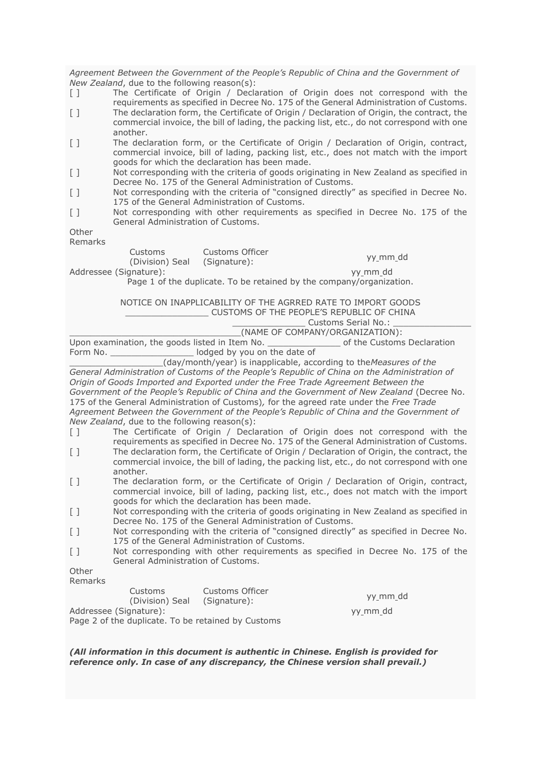*Agreement Between the Government of the People's Republic of China and the Government of New Zealand*, due to the following reason(s):

[ ] The Certificate of Origin / Declaration of Origin does not correspond with the requirements as specified in Decree No. 175 of the General Administration of Customs.

[ ] The declaration form, the Certificate of Origin / Declaration of Origin, the contract, the commercial invoice, the bill of lading, the packing list, etc., do not correspond with one another.

[ ] The declaration form, or the Certificate of Origin / Declaration of Origin, contract, commercial invoice, bill of lading, packing list, etc., does not match with the import goods for which the declaration has been made.

[ ] Not corresponding with the criteria of goods originating in New Zealand as specified in Decree No. 175 of the General Administration of Customs.

[ ] Not corresponding with the criteria of "consigned directly" as specified in Decree No. 175 of the General Administration of Customs.

[ ] Not corresponding with other requirements as specified in Decree No. 175 of the General Administration of Customs.

Other Remarks

Customs (Division) Seal    Customs Officer (Signature):    yy_mm_dd

Addressee (Signature):    yy_mm_dd

Page 1 of the duplicate. To be retained by the company/organization.

NOTICE ON INAPPLICABILITY OF THE AGRRED RATE TO IMPORT GOODS

________________ CUSTOMS OF THE PEOPLE'S REPUBLIC OF CHINA

______________ Customs Serial No.: _______________

__________________________________(NAME OF COMPANY/ORGANIZATION):

Upon examination, the goods listed in Item No. ______________ of the Customs Declaration Form No. ________________ lodged by you on the date of __________________(day/month/year) is inapplicable, according to the*Measures of the General Administration of Customs of the People's Republic of China on the Administration of Origin of Goods Imported and Exported under the Free Trade Agreement Between the Government of the People's Republic of China and the Government of New Zealand* (Decree No. 175 of the General Administration of Customs), for the agreed rate under the *Free Trade Agreement Between the Government of the People's Republic of China and the Government of New Zealand*, due to the following reason(s):

[ ] The Certificate of Origin / Declaration of Origin does not correspond with the requirements as specified in Decree No. 175 of the General Administration of Customs.

[ ] The declaration form, the Certificate of Origin / Declaration of Origin, the contract, the commercial invoice, the bill of lading, the packing list, etc., do not correspond with one another.

[ ] The declaration form, or the Certificate of Origin / Declaration of Origin, contract, commercial invoice, bill of lading, packing list, etc., does not match with the import goods for which the declaration has been made.

[ ] Not corresponding with the criteria of goods originating in New Zealand as specified in Decree No. 175 of the General Administration of Customs.

[ ] Not corresponding with the criteria of "consigned directly" as specified in Decree No. 175 of the General Administration of Customs.

[ ] Not corresponding with other requirements as specified in Decree No. 175 of the General Administration of Customs.

Other Remarks

Customs (Division) Seal    Customs Officer (Signature):    yy_mm_dd

Addressee (Signature):    yy_mm_dd

Page 2 of the duplicate. To be retained by Customs

***(All information in this document is authentic in Chinese. English is provided for reference only. In case of any discrepancy, the Chinese version shall prevail.)***